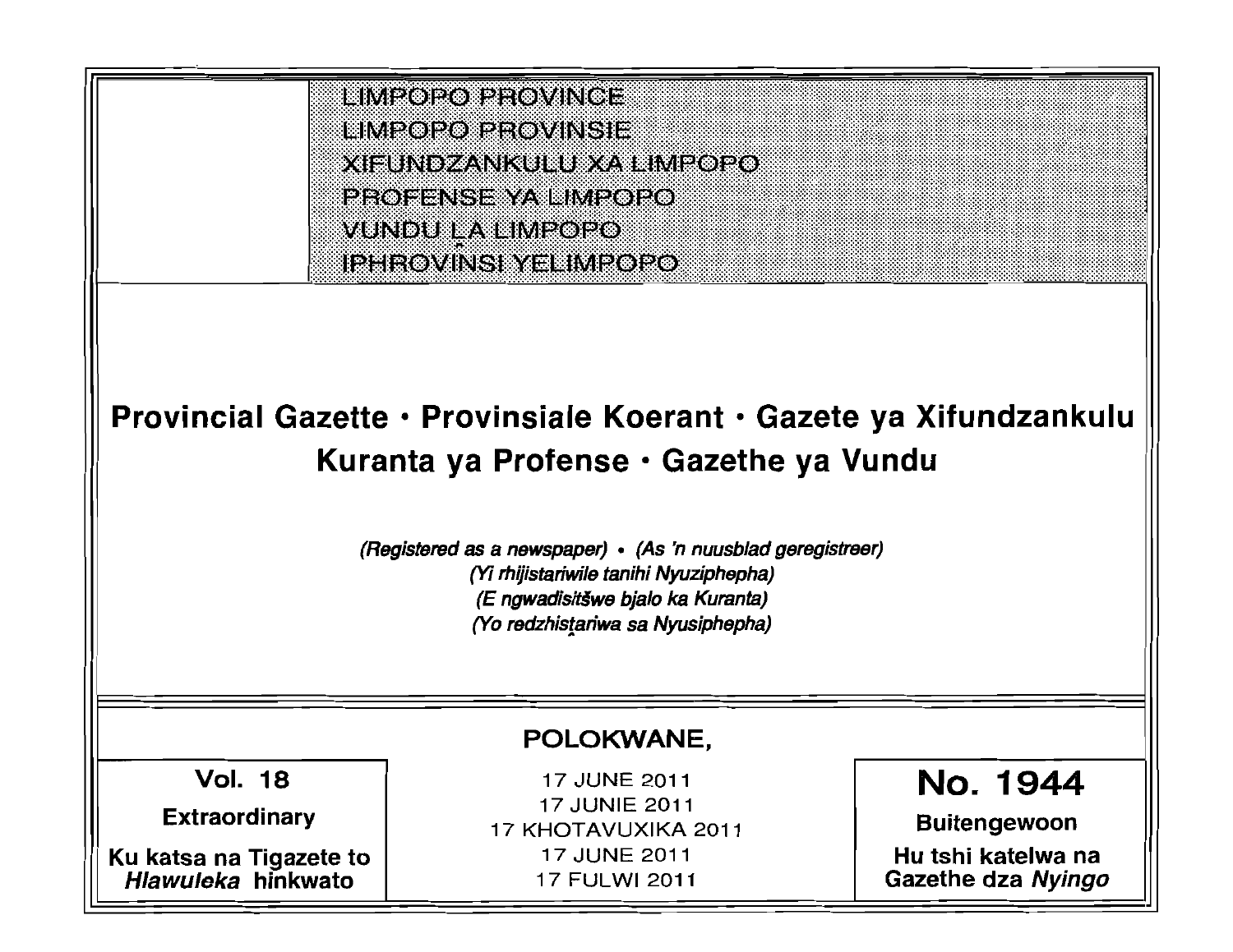LIMPOPO PROVINCE
LIMPOPO PROVINSIE
XIFUNDZANKULU XA LIMPOPO
PROFENSE YA LIMPOPO
VUNDU LA LIMPOPO
IPHROVINSI YELIMPOPO

# Provincial Gazette • Provinsiale Koerant • Gazete ya Xifundzankulu Kuranta ya Profense • Gazethe ya Vundu

*(Registered as a newspaper)* • *(As 'n nuusblad geregistreer)*
*(Yi rhijistariwile tanihi Nyuziphepha)*
*(E ngwadisitšwe bjalo ka Kuranta)*
*(Yo redzhistariwa sa Nyusiphepha)*

**POLOKWANE,**

| Vol. 18 | 17 JUNE 2011 | No. 1944 |
|---|---|---|
| **Extraordinary** | 17 JUNIE 2011 | **Buitengewoon** |
| **Ku katsa na Tigazete to *Hlawuleka* hinkwato** | 17 KHOTAVUXIKA 2011 | **Hu tshi katelwa na Gazethe dza *Nyingo*** |
| | 17 JUNE 2011 | |
| | 17 FULWI 2011 | |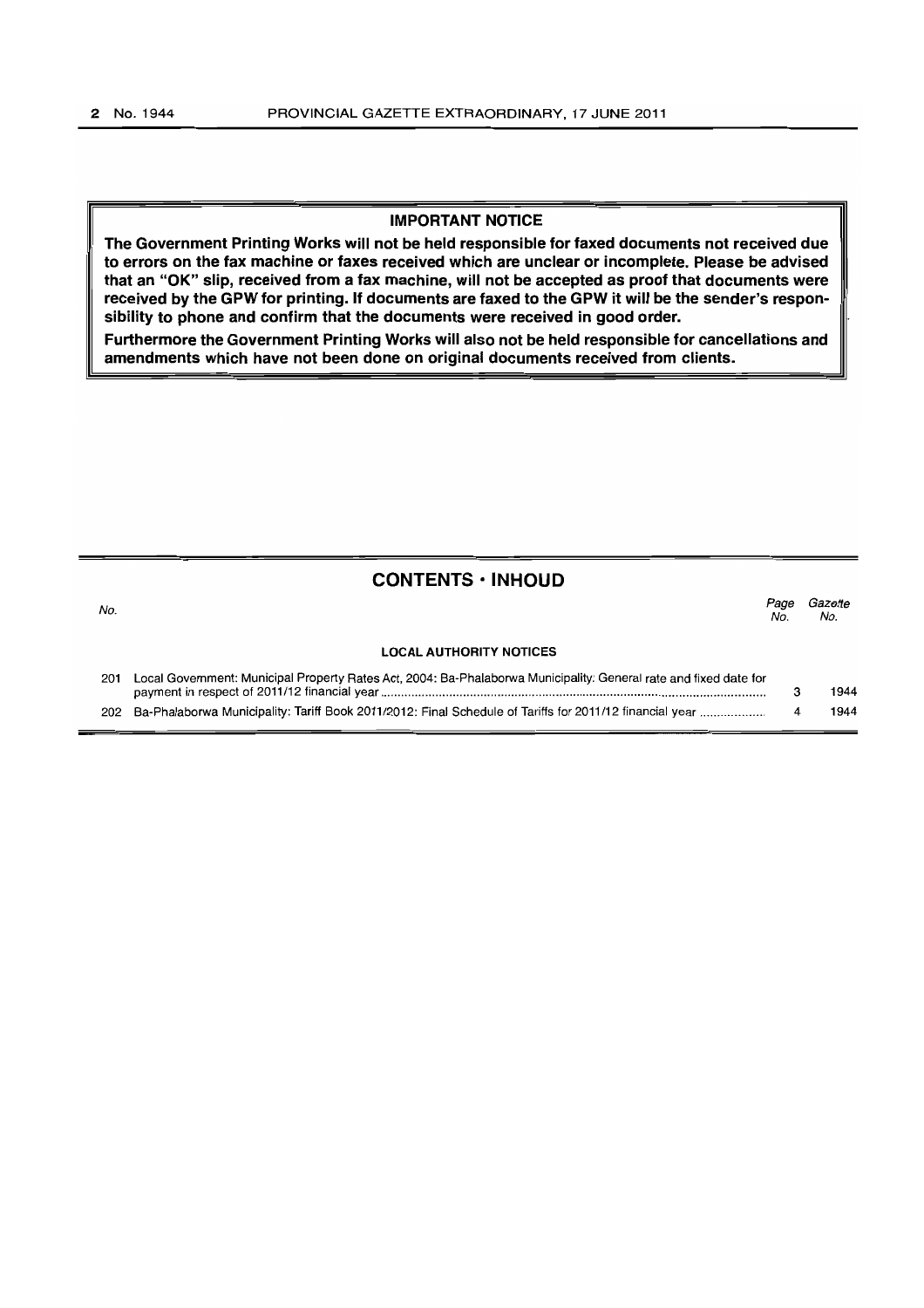**IMPORTANT NOTICE**

**The Government Printing Works will not be held responsible for faxed documents not received due to errors on the fax machine or faxes received which are unclear or incomplete. Please be advised that an "OK" slip, received from a fax machine, will not be accepted as proof that documents were received by the GPW for printing. If documents are faxed to the GPW it will be the sender's responsibility to phone and confirm that the documents were received in good order.**

**Furthermore the Government Printing Works will also not be held responsible for cancellations and amendments which have not been done on original documents received from clients.**

## CONTENTS · INHOUD

| No. | | Page No. | Gazette No. |
|---|---|---|---|
| | **LOCAL AUTHORITY NOTICES** | | |
| 201 | Local Government: Municipal Property Rates Act, 2004: Ba-Phalaborwa Municipality: General rate and fixed date for payment in respect of 2011/12 financial year | 3 | 1944 |
| 202 | Ba-Phalaborwa Municipality: Tariff Book 2011/2012: Final Schedule of Tariffs for 2011/12 financial year | 4 | 1944 |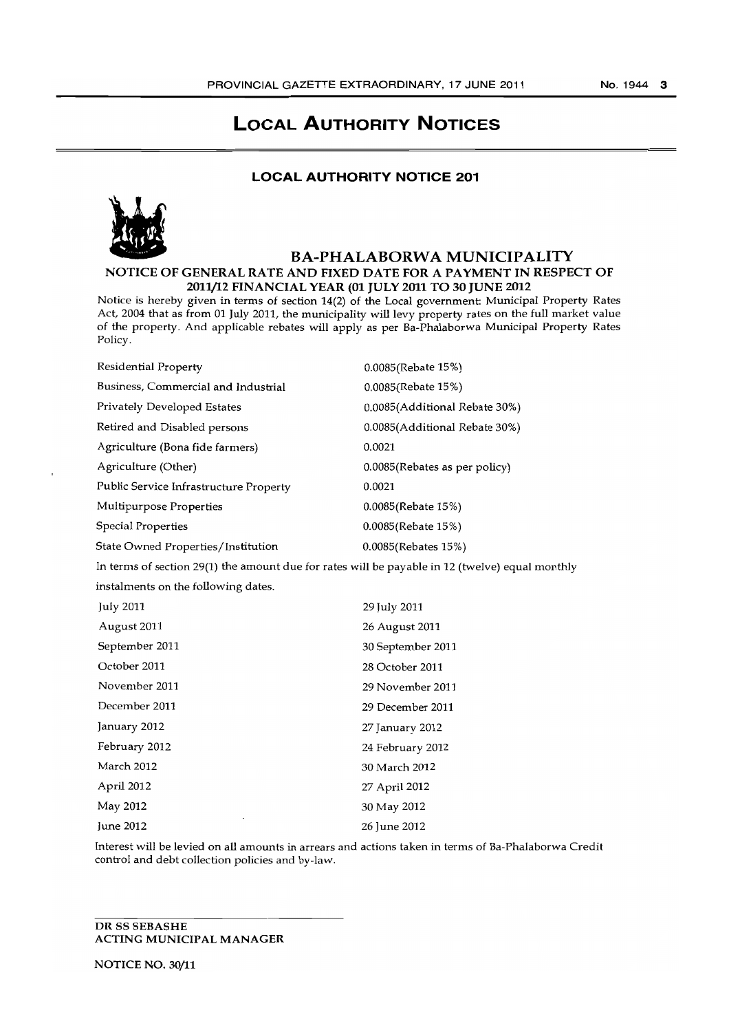# LOCAL AUTHORITY NOTICES

## LOCAL AUTHORITY NOTICE 201

## BA-PHALABORWA MUNICIPALITY

### NOTICE OF GENERAL RATE AND FIXED DATE FOR A PAYMENT IN RESPECT OF 2011/12 FINANCIAL YEAR (01 JULY 2011 TO 30 JUNE 2012

Notice is hereby given in terms of section 14(2) of the Local government: Municipal Property Rates Act, 2004 that as from 01 July 2011, the municipality will levy property rates on the full market value of the property. And applicable rebates will apply as per Ba-Phalaborwa Municipal Property Rates Policy.

| | |
|---|---|
| Residential Property | 0.0085(Rebate 15%) |
| Business, Commercial and Industrial | 0.0085(Rebate 15%) |
| Privately Developed Estates | 0.0085(Additional Rebate 30%) |
| Retired and Disabled persons | 0.0085(Additional Rebate 30%) |
| Agriculture (Bona fide farmers) | 0.0021 |
| Agriculture (Other) | 0.0085(Rebates as per policy) |
| Public Service Infrastructure Property | 0.0021 |
| Multipurpose Properties | 0.0085(Rebate 15%) |
| Special Properties | 0.0085(Rebate 15%) |
| State Owned Properties/Institution | 0.0085(Rebates 15%) |

In terms of section 29(1) the amount due for rates will be payable in 12 (twelve) equal monthly instalments on the following dates.

| | |
|---|---|
| July 2011 | 29 July 2011 |
| August 2011 | 26 August 2011 |
| September 2011 | 30 September 2011 |
| October 2011 | 28 October 2011 |
| November 2011 | 29 November 2011 |
| December 2011 | 29 December 2011 |
| January 2012 | 27 January 2012 |
| February 2012 | 24 February 2012 |
| March 2012 | 30 March 2012 |
| April 2012 | 27 April 2012 |
| May 2012 | 30 May 2012 |
| June 2012 | 26 June 2012 |

Interest will be levied on all amounts in arrears and actions taken in terms of Ba-Phalaborwa Credit control and debt collection policies and by-law.

**DR SS SEBASHE**
**ACTING MUNICIPAL MANAGER**

NOTICE NO. 30/11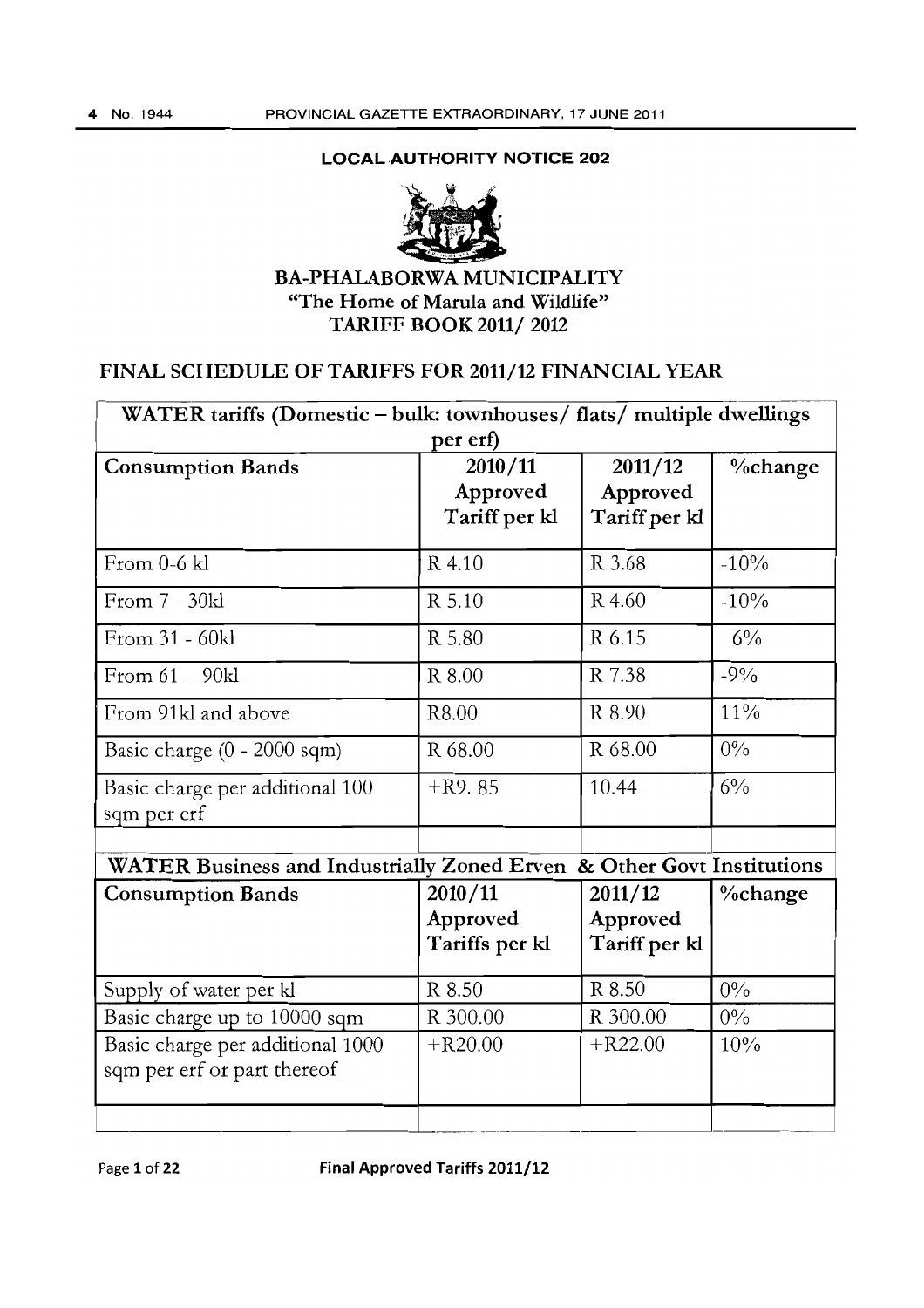**LOCAL AUTHORITY NOTICE 202**

# BA-PHALABORWA MUNICIPALITY

"The Home of Marula and Wildlife"

**TARIFF BOOK 2011/ 2012**

## FINAL SCHEDULE OF TARIFFS FOR 2011/12 FINANCIAL YEAR

| WATER tariffs (Domestic – bulk: townhouses/ flats/ multiple dwellings per erf) | | | |
|---|---|---|---|
| **Consumption Bands** | **2010/11 Approved Tariff per kl** | **2011/12 Approved Tariff per kl** | **%change** |
| From 0-6 kl | R 4.10 | R 3.68 | -10% |
| From 7 - 30kl | R 5.10 | R 4.60 | -10% |
| From 31 - 60kl | R 5.80 | R 6.15 | 6% |
| From 61 – 90kl | R 8.00 | R 7.38 | -9% |
| From 91kl and above | R8.00 | R 8.90 | 11% |
| Basic charge (0 - 2000 sqm) | R 68.00 | R 68.00 | 0% |
| Basic charge per additional 100 sqm per erf | +R9. 85 | 10.44 | 6% |
| | | | |

| WATER Business and Industrially Zoned Erven & Other Govt Institutions | | | |
|---|---|---|---|
| **Consumption Bands** | **2010/11 Approved Tariffs per kl** | **2011/12 Approved Tariff per kl** | **%change** |
| Supply of water per kl | R 8.50 | R 8.50 | 0% |
| Basic charge up to 10000 sqm | R 300.00 | R 300.00 | 0% |
| Basic charge per additional 1000 sqm per erf or part thereof | +R20.00 | +R22.00 | 10% |
| | | | |

Page 1 of 22 **Final Approved Tariffs 2011/12**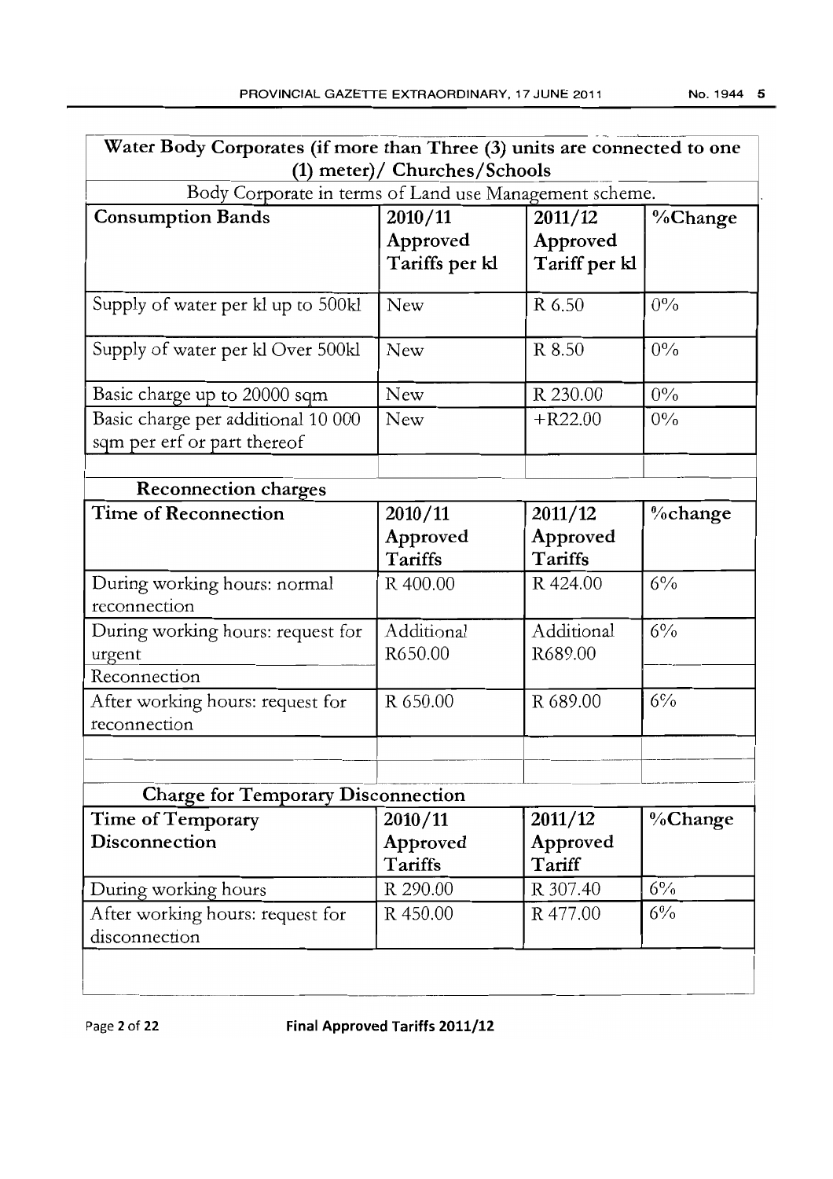| Water Body Corporates (if more than Three (3) units are connected to one (1) meter)/ Churches/Schools | | | |
|---|---|---|---|
| Body Corporate in terms of Land use Management scheme. | | | |
| **Consumption Bands** | **2010/11 Approved Tariffs per kl** | **2011/12 Approved Tariff per kl** | **%Change** |
| Supply of water per kl up to 500kl | New | R 6.50 | 0% |
| Supply of water per kl Over 500kl | New | R 8.50 | 0% |
| Basic charge up to 20000 sqm | New | R 230.00 | 0% |
| Basic charge per additional 10 000 sqm per erf or part thereof | New | +R22.00 | 0% |

| **Reconnection charges** | | | |
|---|---|---|---|
| **Time of Reconnection** | **2010/11 Approved Tariffs** | **2011/12 Approved Tariffs** | **%change** |
| During working hours: normal reconnection | R 400.00 | R 424.00 | 6% |
| During working hours: request for urgent Reconnection | Additional R650.00 | Additional R689.00 | 6% |
| After working hours: request for reconnection | R 650.00 | R 689.00 | 6% |

| **Charge for Temporary Disconnection** | | | |
|---|---|---|---|
| **Time of Temporary Disconnection** | **2010/11 Approved Tariffs** | **2011/12 Approved Tariff** | **%Change** |
| During working hours | R 290.00 | R 307.40 | 6% |
| After working hours: request for disconnection | R 450.00 | R 477.00 | 6% |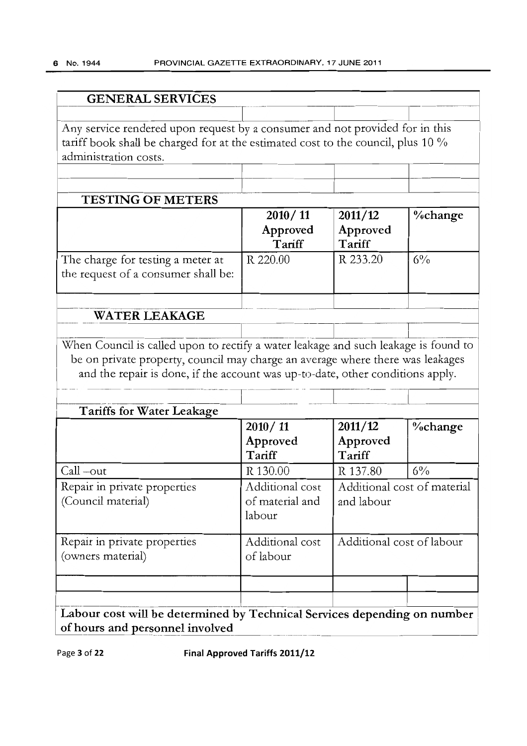## GENERAL SERVICES

Any service rendered upon request by a consumer and not provided for in this tariff book shall be charged for at the estimated cost to the council, plus 10 % administration costs.

## TESTING OF METERS

| | 2010/ 11 Approved Tariff | 2011/12 Approved Tariff | %change |
|---|---|---|---|
| The charge for testing a meter at the request of a consumer shall be: | R 220.00 | R 233.20 | 6% |

## WATER LEAKAGE

When Council is called upon to rectify a water leakage and such leakage is found to be on private property, council may charge an average where there was leakages and the repair is done, if the account was up-to-date, other conditions apply.

### Tariffs for Water Leakage

| | 2010/ 11 Approved Tariff | 2011/12 Approved Tariff | %change |
|---|---|---|---|
| Call –out | R 130.00 | R 137.80 | 6% |
| Repair in private properties (Council material) | Additional cost of material and labour | Additional cost of material and labour | |
| Repair in private properties (owners material) | Additional cost of labour | Additional cost of labour | |

**Labour cost will be determined by Technical Services depending on number of hours and personnel involved**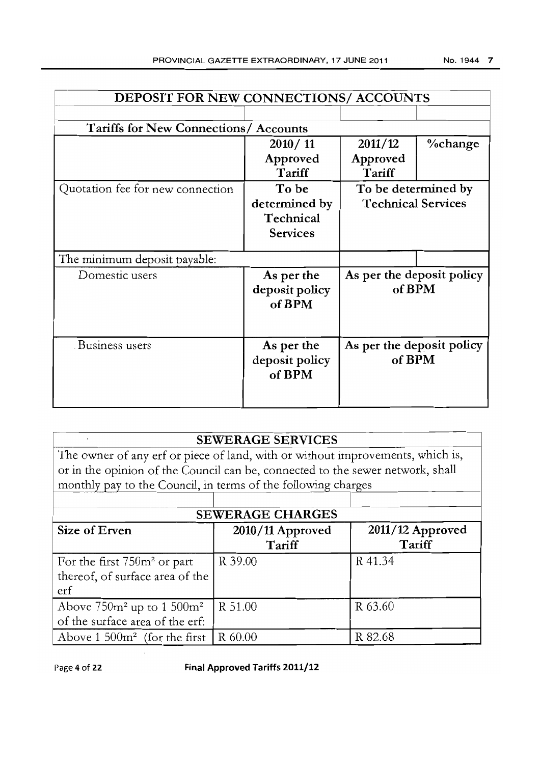| DEPOSIT FOR NEW CONNECTIONS/ ACCOUNTS | | | |
|---|---|---|---|
| | | | |
| **Tariffs for New Connections/ Accounts** | | | |
| | **2010/ 11 Approved Tariff** | **2011/12 Approved Tariff** | **%change** |
| Quotation fee for new connection | **To be determined by Technical Services** | **To be determined by Technical Services** | |
| The minimum deposit payable: | | | |
| Domestic users | **As per the deposit policy of BPM** | **As per the deposit policy of BPM** | |
| Business users | **As per the deposit policy of BPM** | **As per the deposit policy of BPM** | |

**SEWERAGE SERVICES**

The owner of any erf or piece of land, with or without improvements, which is, or in the opinion of the Council can be, connected to the sewer network, shall monthly pay to the Council, in terms of the following charges

| SEWERAGE CHARGES | | |
|---|---|---|
| **Size of Erven** | **2010/11 Approved Tariff** | **2011/12 Approved Tariff** |
| For the first 750m² or part thereof, of surface area of the erf | R 39.00 | R 41.34 |
| Above 750m² up to 1 500m² of the surface area of the erf: | R 51.00 | R 63.60 |
| Above 1 500m² (for the first | R 60.00 | R 82.68 |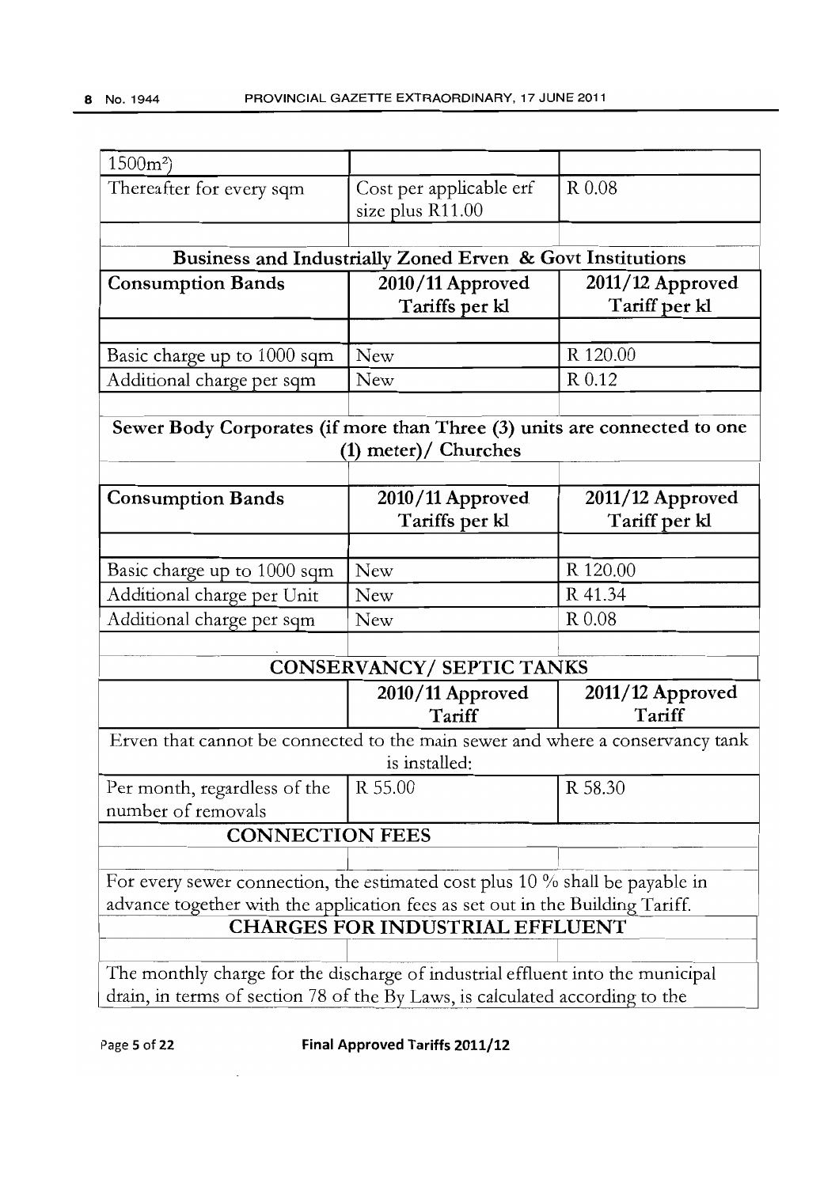| | | |
|---|---|---|
| 1500m²) | | |
| Thereafter for every sqm | Cost per applicable erf size plus R11.00 | R 0.08 |

| **Business and Industrially Zoned Erven & Govt Institutions** | | |
|---|---|---|
| **Consumption Bands** | **2010/11 Approved Tariffs per kl** | **2011/12 Approved Tariff per kl** |
| | | |
| Basic charge up to 1000 sqm | New | R 120.00 |
| Additional charge per sqm | New | R 0.12 |

| **Sewer Body Corporates (if more than Three (3) units are connected to one (1) meter)/ Churches** | | |
|---|---|---|
| **Consumption Bands** | **2010/11 Approved Tariffs per kl** | **2011/12 Approved Tariff per kl** |
| | | |
| Basic charge up to 1000 sqm | New | R 120.00 |
| Additional charge per Unit | New | R 41.34 |
| Additional charge per sqm | New | R 0.08 |

| **CONSERVANCY/ SEPTIC TANKS** | | |
|---|---|---|
| | **2010/11 Approved Tariff** | **2011/12 Approved Tariff** |
| Erven that cannot be connected to the main sewer and where a conservancy tank is installed: | | |
| Per month, regardless of the number of removals | R 55.00 | R 58.30 |

**CONNECTION FEES**

For every sewer connection, the estimated cost plus 10 % shall be payable in advance together with the application fees as set out in the Building Tariff.

**CHARGES FOR INDUSTRIAL EFFLUENT**

The monthly charge for the discharge of industrial effluent into the municipal drain, in terms of section 78 of the By Laws, is calculated according to the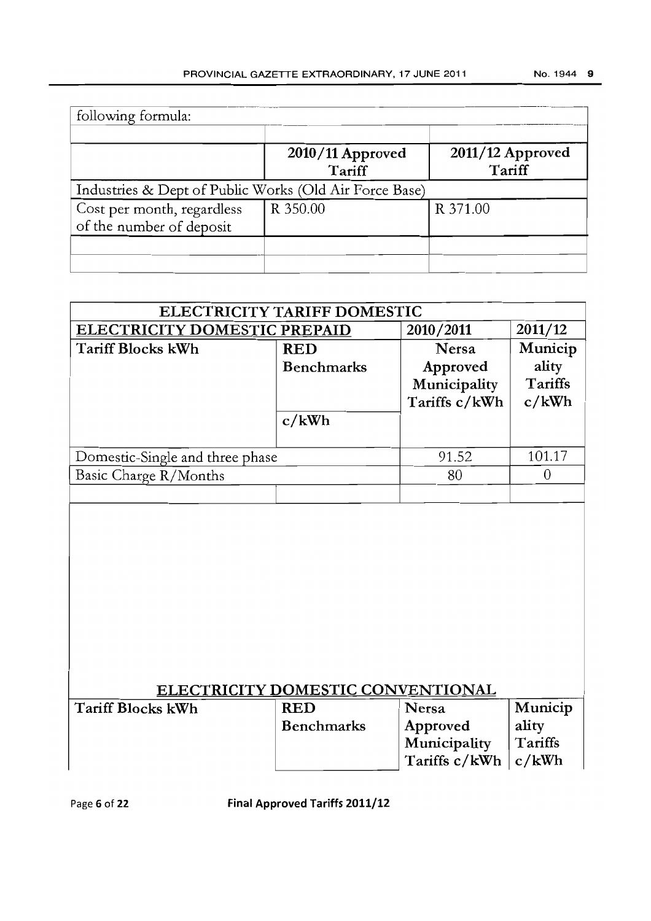| following formula: | | |
|---|---|---|
| | | |
| | **2010/11 Approved Tariff** | **2011/12 Approved Tariff** |
| Industries & Dept of Public Works (Old Air Force Base) | | |
| Cost per month, regardless of the number of deposit | R 350.00 | R 371.00 |
| | | |
| | | |

| ELECTRICITY TARIFF DOMESTIC | | | |
|---|---|---|---|
| **ELECTRICITY DOMESTIC PREPAID** | | **2010/2011** | **2011/12** |
| **Tariff Blocks kWh** | **RED Benchmarks** c/kWh | **Nersa Approved Municipality Tariffs c/kWh** | **Municipality Tariffs c/kWh** |
| Domestic-Single and three phase | | 91.52 | 101.17 |
| Basic Charge R/Months | | 80 | 0 |
| | | | |

## ELECTRICITY DOMESTIC CONVENTIONAL

| Tariff Blocks kWh | RED Benchmarks | Nersa Approved Municipality Tariffs c/kWh | Municipality Tariffs c/kWh |
|---|---|---|---|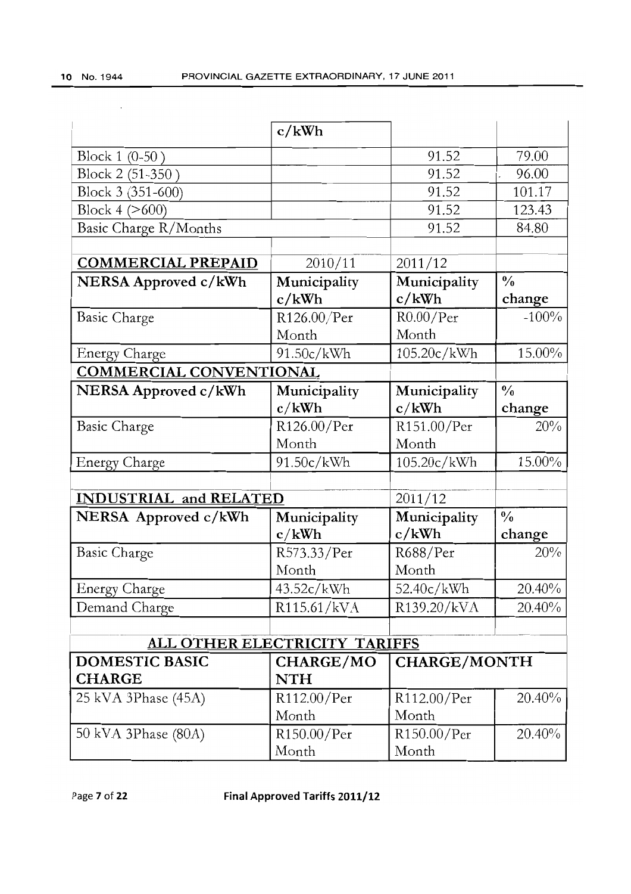| | c/kWh | | |
|---|---|---|---|
| Block 1 (0-50 ) | | 91.52 | 79.00 |
| Block 2 (51-350 ) | | 91.52 | 96.00 |
| Block 3 (351-600) | | 91.52 | 101.17 |
| Block 4 (>600) | | 91.52 | 123.43 |
| Basic Charge R/Months | | 91.52 | 84.80 |
| | | | |
| **COMMERCIAL PREPAID** | 2010/11 | 2011/12 | |
| **NERSA Approved c/kWh** | **Municipality c/kWh** | **Municipality c/kWh** | **% change** |
| Basic Charge | R126.00/Per Month | R0.00/Per Month | -100% |
| Energy Charge | 91.50c/kWh | 105.20c/kWh | 15.00% |
| **COMMERCIAL CONVENTIONAL** | | | |
| **NERSA Approved c/kWh** | **Municipality c/kWh** | **Municipality c/kWh** | **% change** |
| Basic Charge | R126.00/Per Month | R151.00/Per Month | 20% |
| Energy Charge | 91.50c/kWh | 105.20c/kWh | 15.00% |
| | | | |
| **INDUSTRIAL and RELATED** | | 2011/12 | |
| **NERSA Approved c/kWh** | **Municipality c/kWh** | **Municipality c/kWh** | **% change** |
| Basic Charge | R573.33/Per Month | R688/Per Month | 20% |
| Energy Charge | 43.52c/kWh | 52.40c/kWh | 20.40% |
| Demand Charge | R115.61/kVA | R139.20/kVA | 20.40% |
| | | | |
| **ALL OTHER ELECTRICITY TARIFFS** | | | |
| **DOMESTIC BASIC CHARGE** | **CHARGE/MONTH** | **CHARGE/MONTH** | |
| 25 kVA 3Phase (45A) | R112.00/Per Month | R112.00/Per Month | 20.40% |
| 50 kVA 3Phase (80A) | R150.00/Per Month | R150.00/Per Month | 20.40% |

**Final Approved Tariffs 2011/12**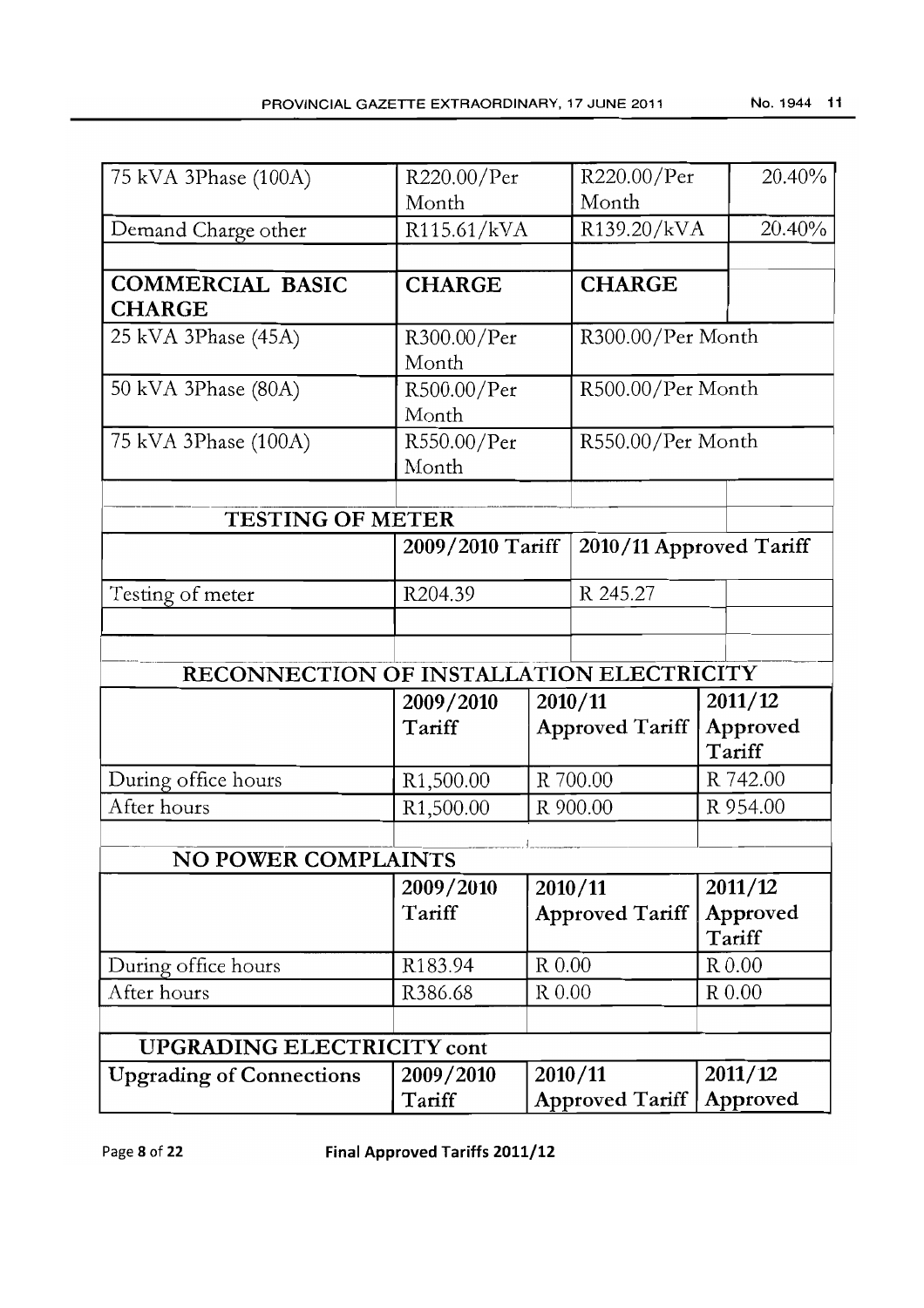| 75 kVA 3Phase (100A) | R220.00/Per Month | R220.00/Per Month | 20.40% |
|---|---|---|---|
| Demand Charge other | R115.61/kVA | R139.20/kVA | 20.40% |
| | | | |
| **COMMERCIAL BASIC CHARGE** | **CHARGE** | **CHARGE** | |
| 25 kVA 3Phase (45A) | R300.00/Per Month | R300.00/Per Month | |
| 50 kVA 3Phase (80A) | R500.00/Per Month | R500.00/Per Month | |
| 75 kVA 3Phase (100A) | R550.00/Per Month | R550.00/Per Month | |

| **TESTING OF METER** | | | |
|---|---|---|---|
| | **2009/2010 Tariff** | **2010/11 Approved Tariff** | |
| Testing of meter | R204.39 | R 245.27 | |

| **RECONNECTION OF INSTALLATION ELECTRICITY** | | | |
|---|---|---|---|
| | **2009/2010 Tariff** | **2010/11 Approved Tariff** | **2011/12 Approved Tariff** |
| During office hours | R1,500.00 | R 700.00 | R 742.00 |
| After hours | R1,500.00 | R 900.00 | R 954.00 |

| **NO POWER COMPLAINTS** | | | |
|---|---|---|---|
| | **2009/2010 Tariff** | **2010/11 Approved Tariff** | **2011/12 Approved Tariff** |
| During office hours | R183.94 | R 0.00 | R 0.00 |
| After hours | R386.68 | R 0.00 | R 0.00 |

| **UPGRADING ELECTRICITY cont** | | | |
|---|---|---|---|
| **Upgrading of Connections** | **2009/2010 Tariff** | **2010/11 Approved Tariff** | **2011/12 Approved** |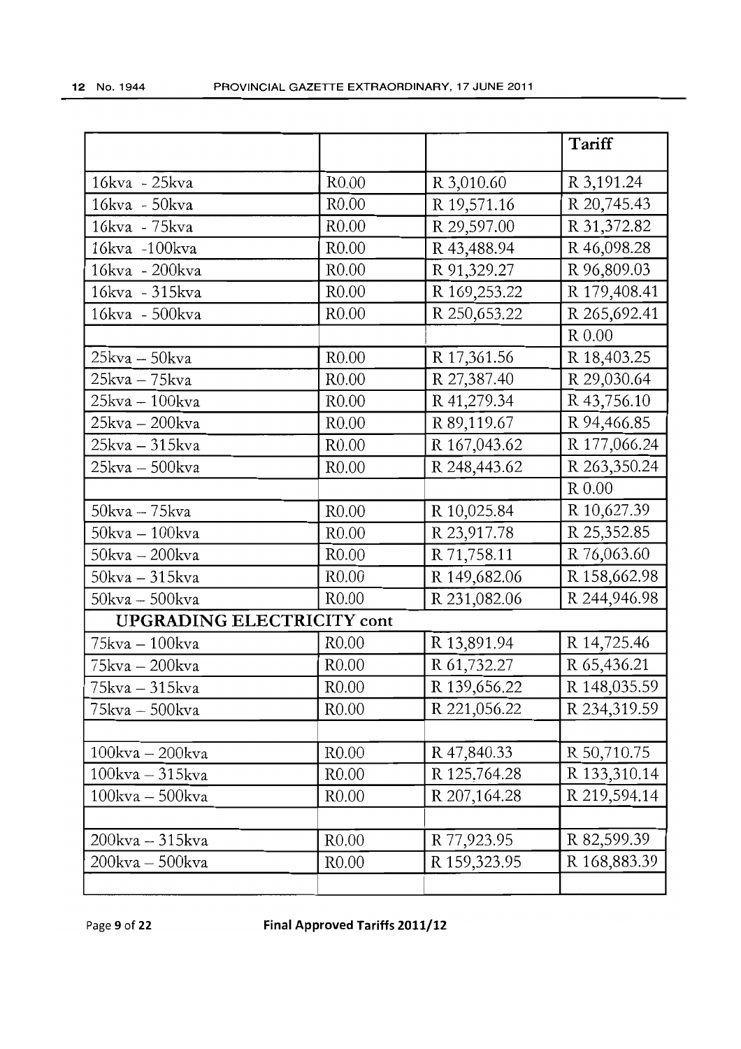| | | | Tariff |
|---|---|---|---|
| 16kva - 25kva | R0.00 | R 3,010.60 | R 3,191.24 |
| 16kva - 50kva | R0.00 | R 19,571.16 | R 20,745.43 |
| 16kva - 75kva | R0.00 | R 29,597.00 | R 31,372.82 |
| 16kva -100kva | R0.00 | R 43,488.94 | R 46,098.28 |
| 16kva - 200kva | R0.00 | R 91,329.27 | R 96,809.03 |
| 16kva - 315kva | R0.00 | R 169,253.22 | R 179,408.41 |
| 16kva - 500kva | R0.00 | R 250,653.22 | R 265,692.41 |
| | | | R 0.00 |
| 25kva – 50kva | R0.00 | R 17,361.56 | R 18,403.25 |
| 25kva – 75kva | R0.00 | R 27,387.40 | R 29,030.64 |
| 25kva – 100kva | R0.00 | R 41,279.34 | R 43,756.10 |
| 25kva – 200kva | R0.00 | R 89,119.67 | R 94,466.85 |
| 25kva – 315kva | R0.00 | R 167,043.62 | R 177,066.24 |
| 25kva – 500kva | R0.00 | R 248,443.62 | R 263,350.24 |
| | | | R 0.00 |
| 50kva – 75kva | R0.00 | R 10,025.84 | R 10,627.39 |
| 50kva – 100kva | R0.00 | R 23,917.78 | R 25,352.85 |
| 50kva – 200kva | R0.00 | R 71,758.11 | R 76,063.60 |
| 50kva – 315kva | R0.00 | R 149,682.06 | R 158,662.98 |
| 50kva – 500kva | R0.00 | R 231,082.06 | R 244,946.98 |
| **UPGRADING ELECTRICITY cont** | | | |
| 75kva – 100kva | R0.00 | R 13,891.94 | R 14,725.46 |
| 75kva – 200kva | R0.00 | R 61,732.27 | R 65,436.21 |
| 75kva – 315kva | R0.00 | R 139,656.22 | R 148,035.59 |
| 75kva – 500kva | R0.00 | R 221,056.22 | R 234,319.59 |
| | | | |
| 100kva – 200kva | R0.00 | R 47,840.33 | R 50,710.75 |
| 100kva – 315kva | R0.00 | R 125,764.28 | R 133,310.14 |
| 100kva – 500kva | R0.00 | R 207,164.28 | R 219,594.14 |
| | | | |
| 200kva – 315kva | R0.00 | R 77,923.95 | R 82,599.39 |
| 200kva – 500kva | R0.00 | R 159,323.95 | R 168,883.39 |
| | | | |

**Final Approved Tariffs 2011/12**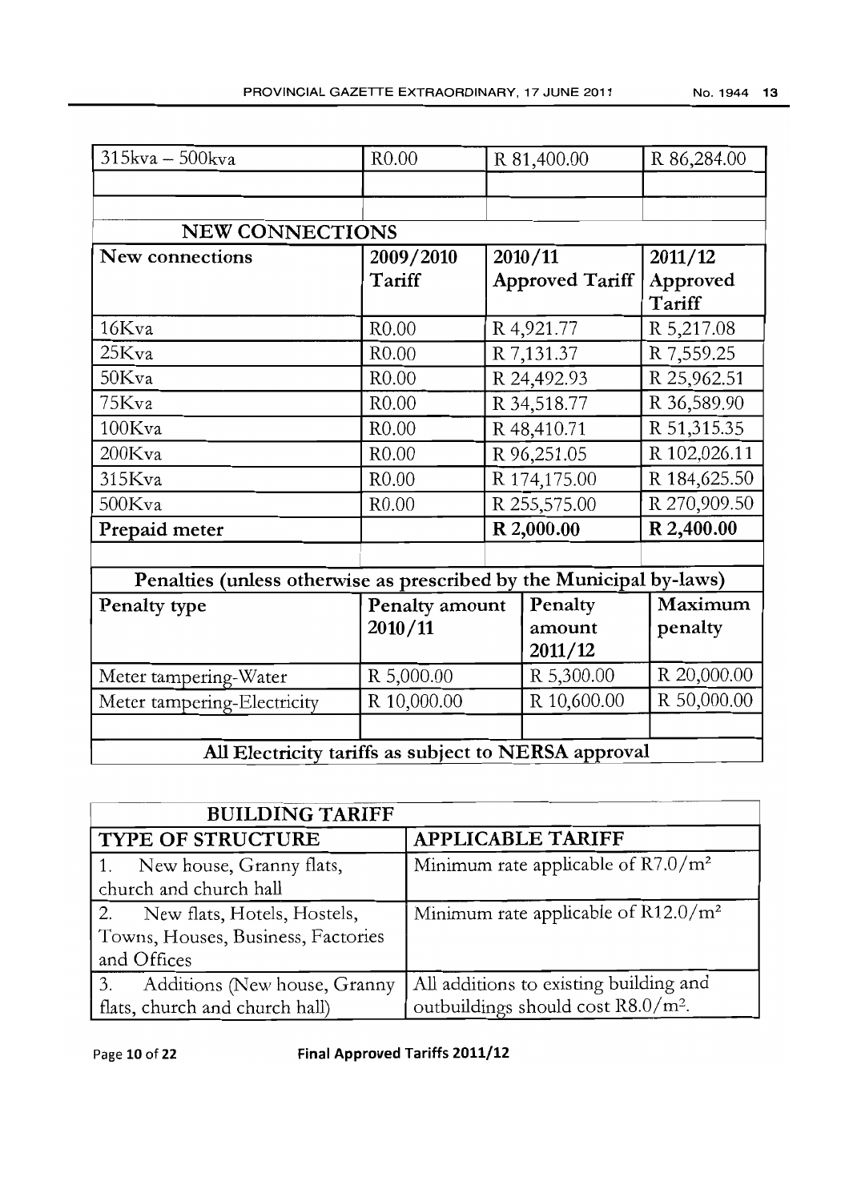| 315kva – 500kva | R0.00 | R 81,400.00 | R 86,284.00 |
|---|---|---|---|
| | | | |
| | | | |
| **NEW CONNECTIONS** | | | |
| **New connections** | **2009/2010 Tariff** | **2010/11 Approved Tariff** | **2011/12 Approved Tariff** |
| 16Kva | R0.00 | R 4,921.77 | R 5,217.08 |
| 25Kva | R0.00 | R 7,131.37 | R 7,559.25 |
| 50Kva | R0.00 | R 24,492.93 | R 25,962.51 |
| 75Kva | R0.00 | R 34,518.77 | R 36,589.90 |
| 100Kva | R0.00 | R 48,410.71 | R 51,315.35 |
| 200Kva | R0.00 | R 96,251.05 | R 102,026.11 |
| 315Kva | R0.00 | R 174,175.00 | R 184,625.50 |
| 500Kva | R0.00 | R 255,575.00 | R 270,909.50 |
| **Prepaid meter** | | **R 2,000.00** | **R 2,400.00** |
| | | | |
| **Penalties (unless otherwise as prescribed by the Municipal by-laws)** | | | |
| **Penalty type** | **Penalty amount 2010/11** | **Penalty amount 2011/12** | **Maximum penalty** |
| Meter tampering-Water | R 5,000.00 | R 5,300.00 | R 20,000.00 |
| Meter tampering-Electricity | R 10,000.00 | R 10,600.00 | R 50,000.00 |
| | | | |
| **All Electricity tariffs as subject to NERSA approval** | | | |

| **BUILDING TARIFF** | |
|---|---|
| **TYPE OF STRUCTURE** | **APPLICABLE TARIFF** |
| 1. New house, Granny flats, church and church hall | Minimum rate applicable of R7.0/m² |
| 2. New flats, Hotels, Hostels, Towns, Houses, Business, Factories and Offices | Minimum rate applicable of R12.0/m² |
| 3. Additions (New house, Granny flats, church and church hall) | All additions to existing building and outbuildings should cost R8.0/m². |

Page 10 of 22 **Final Approved Tariffs 2011/12**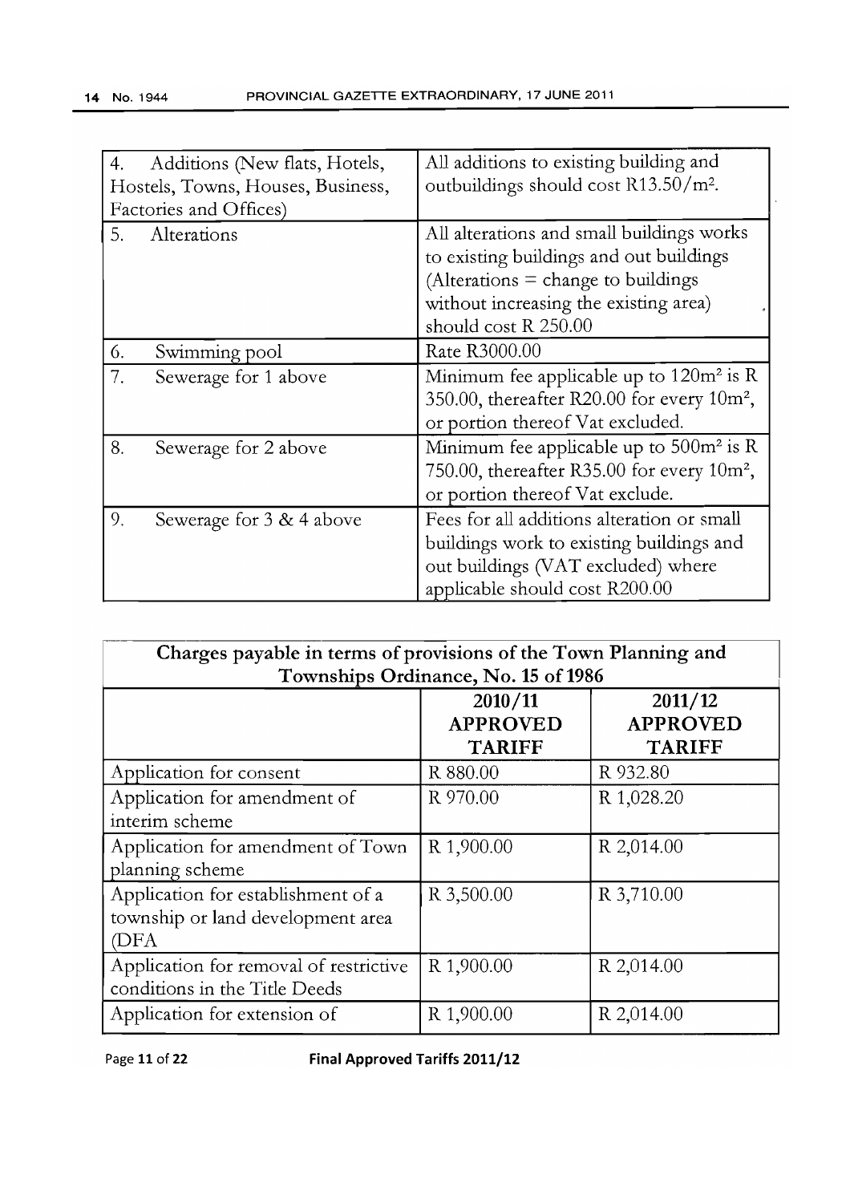| 4. Additions (New flats, Hotels, Hostels, Towns, Houses, Business, Factories and Offices) | All additions to existing building and outbuildings should cost R13.50/m$^2$. |
|---|---|
| 5. Alterations | All alterations and small buildings works to existing buildings and out buildings (Alterations = change to buildings without increasing the existing area) should cost R 250.00 |
| 6. Swimming pool | Rate R3000.00 |
| 7. Sewerage for 1 above | Minimum fee applicable up to 120m$^2$ is R 350.00, thereafter R20.00 for every 10m$^2$, or portion thereof Vat excluded. |
| 8. Sewerage for 2 above | Minimum fee applicable up to 500m$^2$ is R 750.00, thereafter R35.00 for every 10m$^2$, or portion thereof Vat exclude. |
| 9. Sewerage for 3 & 4 above | Fees for all additions alteration or small buildings work to existing buildings and out buildings (VAT excluded) where applicable should cost R200.00 |

| **Charges payable in terms of provisions of the Town Planning and Townships Ordinance, No. 15 of 1986** | | |
|---|---|---|
| | **2010/11 APPROVED TARIFF** | **2011/12 APPROVED TARIFF** |
| Application for consent | R 880.00 | R 932.80 |
| Application for amendment of interim scheme | R 970.00 | R 1,028.20 |
| Application for amendment of Town planning scheme | R 1,900.00 | R 2,014.00 |
| Application for establishment of a township or land development area (DFA | R 3,500.00 | R 3,710.00 |
| Application for removal of restrictive conditions in the Title Deeds | R 1,900.00 | R 2,014.00 |
| Application for extension of | R 1,900.00 | R 2,014.00 |

**Final Approved Tariffs 2011/12**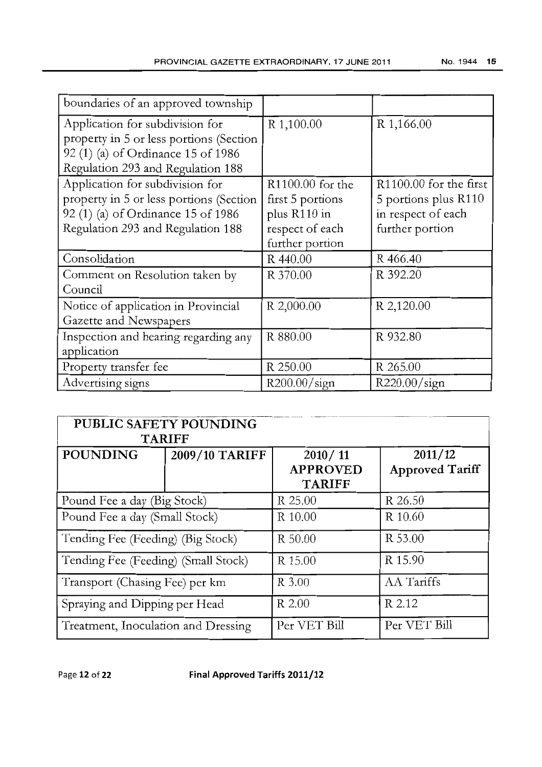| | | |
|---|---|---|
| boundaries of an approved township | | |
| Application for subdivision for property in 5 or less portions (Section 92 (1) (a) of Ordinance 15 of 1986 Regulation 293 and Regulation 188 | R 1,100.00 | R 1,166.00 |
| Application for subdivision for property in 5 or less portions (Section 92 (1) (a) of Ordinance 15 of 1986 Regulation 293 and Regulation 188 | R1100.00 for the first 5 portions plus R110 in respect of each further portion | R1100.00 for the first 5 portions plus R110 in respect of each further portion |
| Consolidation | R 440.00 | R 466.40 |
| Comment on Resolution taken by Council | R 370.00 | R 392.20 |
| Notice of application in Provincial Gazette and Newspapers | R 2,000.00 | R 2,120.00 |
| Inspection and hearing regarding any application | R 880.00 | R 932.80 |
| Property transfer fee | R 250.00 | R 265.00 |
| Advertising signs | R200.00/sign | R220.00/sign |

| PUBLIC SAFETY POUNDING TARIFF | | | |
|---|---|---|---|
| **POUNDING** | **2009/10 TARIFF** | **2010/ 11 APPROVED TARIFF** | **2011/12 Approved Tariff** |
| Pound Fee a day (Big Stock) | | R 25.00 | R 26.50 |
| Pound Fee a day (Small Stock) | | R 10.00 | R 10.60 |
| Tending Fee (Feeding) (Big Stock) | | R 50.00 | R 53.00 |
| Tending Fee (Feeding) (Small Stock) | | R 15.00 | R 15.90 |
| Transport (Chasing Fee) per km | | R 3.00 | AA Tariffs |
| Spraying and Dipping per Head | | R 2.00 | R 2.12 |
| Treatment, Inoculation and Dressing | | Per VET Bill | Per VET Bill |

Final Approved Tariffs 2011/12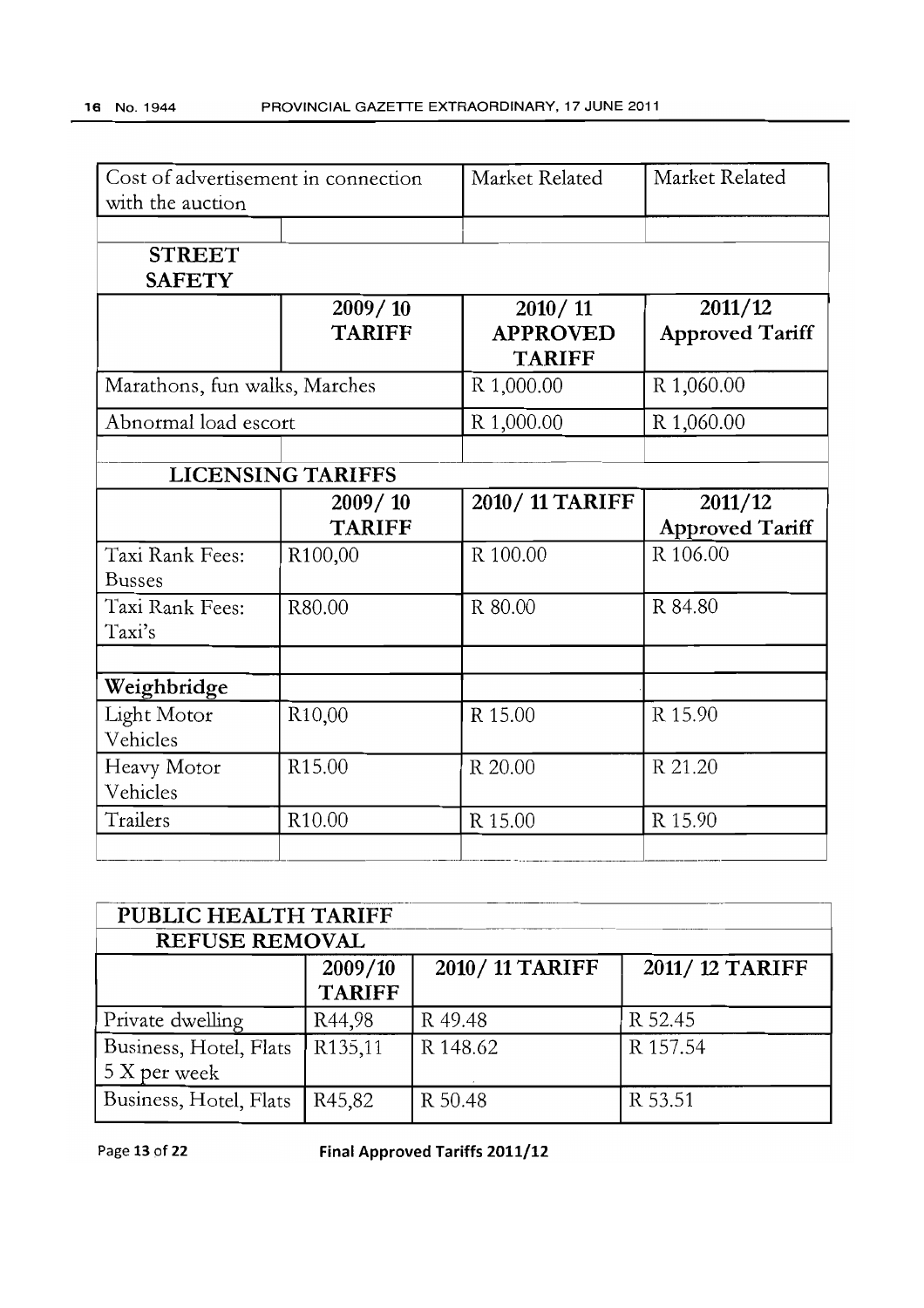| Cost of advertisement in connection with the auction | | Market Related | Market Related |
|---|---|---|---|
| | | | |
| **STREET SAFETY** | | | |
| | **2009/ 10 TARIFF** | **2010/ 11 APPROVED TARIFF** | **2011/12 Approved Tariff** |
| Marathons, fun walks, Marches | | R 1,000.00 | R 1,060.00 |
| Abnormal load escort | | R 1,000.00 | R 1,060.00 |
| | | | |
| **LICENSING TARIFFS** | | | |
| | **2009/ 10 TARIFF** | **2010/ 11 TARIFF** | **2011/12 Approved Tariff** |
| Taxi Rank Fees: Busses | R100,00 | R 100.00 | R 106.00 |
| Taxi Rank Fees: Taxi's | R80.00 | R 80.00 | R 84.80 |
| | | | |
| **Weighbridge** | | | |
| Light Motor Vehicles | R10,00 | R 15.00 | R 15.90 |
| Heavy Motor Vehicles | R15.00 | R 20.00 | R 21.20 |
| Trailers | R10.00 | R 15.00 | R 15.90 |
| | | | |

| **PUBLIC HEALTH TARIFF** | | | |
|---|---|---|---|
| **REFUSE REMOVAL** | | | |
| | **2009/10 TARIFF** | **2010/ 11 TARIFF** | **2011/ 12 TARIFF** |
| Private dwelling | R44,98 | R 49.48 | R 52.45 |
| Business, Hotel, Flats 5 X per week | R135,11 | R 148.62 | R 157.54 |
| Business, Hotel, Flats | R45,82 | R 50.48 | R 53.51 |

Final Approved Tariffs 2011/12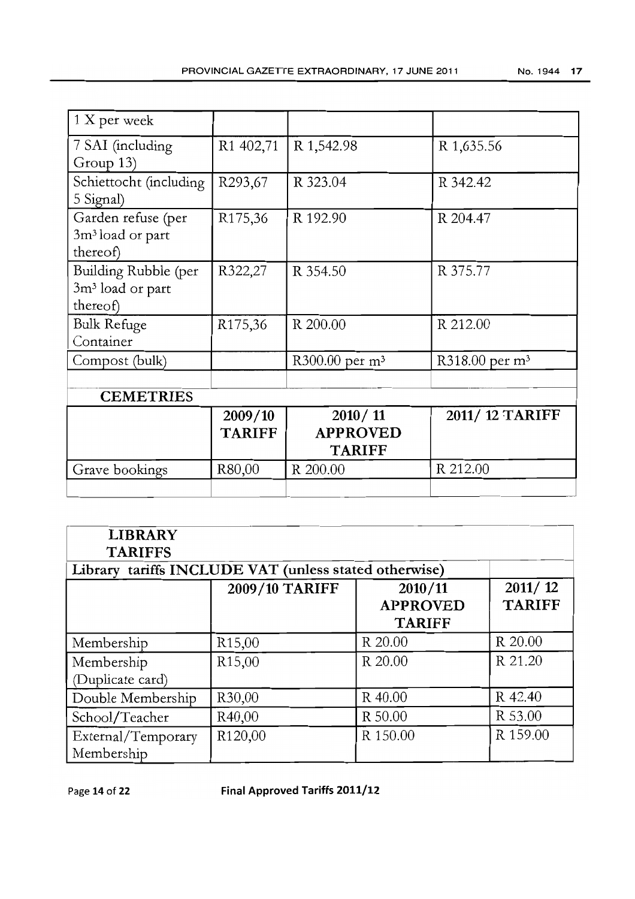| 1 X per week | | | |
|---|---|---|---|
| 7 SAI (including Group 13) | R1 402,71 | R 1,542.98 | R 1,635.56 |
| Schiettocht (including 5 Signal) | R293,67 | R 323.04 | R 342.42 |
| Garden refuse (per $3m^3$ load or part thereof) | R175,36 | R 192.90 | R 204.47 |
| Building Rubble (per $3m^3$ load or part thereof) | R322,27 | R 354.50 | R 375.77 |
| Bulk Refuge Container | R175,36 | R 200.00 | R 212.00 |
| Compost (bulk) | | R300.00 per $m^3$ | R318.00 per $m^3$ |

| **CEMETRIES** | | | |
|---|---|---|---|
| | **2009/10 TARIFF** | **2010/ 11 APPROVED TARIFF** | **2011/ 12 TARIFF** |
| Grave bookings | R80,00 | R 200.00 | R 212.00 |
| | | | |

| **LIBRARY TARIFFS** | | | |
|---|---|---|---|
| **Library tariffs INCLUDE VAT (unless stated otherwise)** | | | |
| | **2009/10 TARIFF** | **2010/11 APPROVED TARIFF** | **2011/ 12 TARIFF** |
| Membership | R15,00 | R 20.00 | R 20.00 |
| Membership (Duplicate card) | R15,00 | R 20.00 | R 21.20 |
| Double Membership | R30,00 | R 40.00 | R 42.40 |
| School/Teacher | R40,00 | R 50.00 | R 53.00 |
| External/Temporary Membership | R120,00 | R 150.00 | R 159.00 |

**Final Approved Tariffs 2011/12**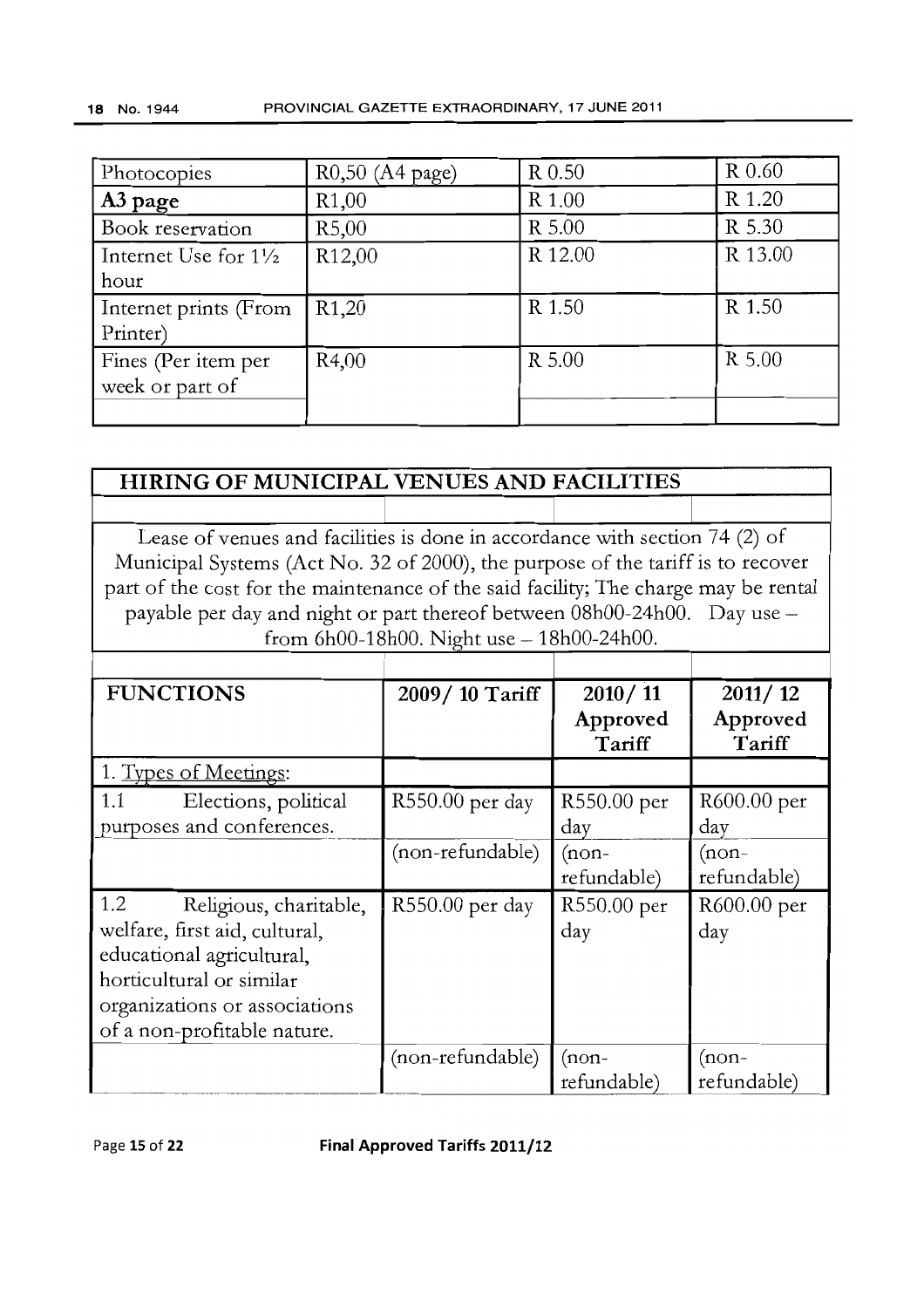| Photocopies | R0,50 (A4 page) | R 0.50 | R 0.60 |
|---|---|---|---|
| **A3 page** | R1,00 | R 1.00 | R 1.20 |
| Book reservation | R5,00 | R 5.00 | R 5.30 |
| Internet Use for 1½ hour | R12,00 | R 12.00 | R 13.00 |
| Internet prints (From Printer) | R1,20 | R 1.50 | R 1.50 |
| Fines (Per item per week or part of | R4,00 | R 5.00 | R 5.00 |
| | | | |

## HIRING OF MUNICIPAL VENUES AND FACILITIES

Lease of venues and facilities is done in accordance with section 74 (2) of Municipal Systems (Act No. 32 of 2000), the purpose of the tariff is to recover part of the cost for the maintenance of the said facility; The charge may be rental payable per day and night or part thereof between 08h00-24h00. Day use – from 6h00-18h00. Night use – 18h00-24h00.

| FUNCTIONS | 2009/ 10 Tariff | 2010/ 11 Approved Tariff | 2011/ 12 Approved Tariff |
|---|---|---|---|
| 1. Types of Meetings: | | | |
| 1.1 Elections, political purposes and conferences. | R550.00 per day | R550.00 per day | R600.00 per day |
| | (non-refundable) | (non-refundable) | (non-refundable) |
| 1.2 Religious, charitable, welfare, first aid, cultural, educational agricultural, horticultural or similar organizations or associations of a non-profitable nature. | R550.00 per day | R550.00 per day | R600.00 per day |
| | (non-refundable) | (non-refundable) | (non-refundable) |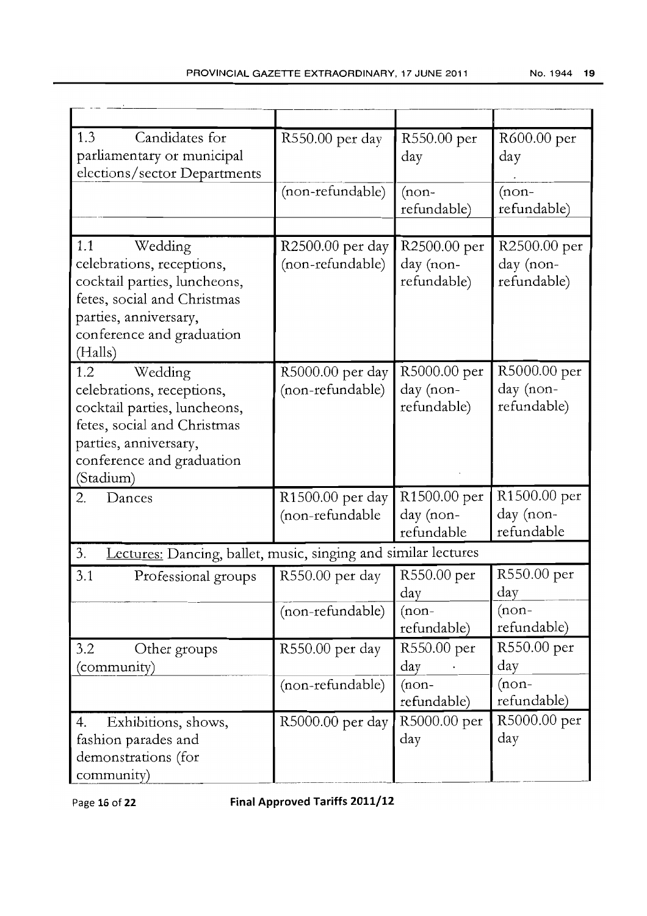| | | | |
|---|---|---|---|
| 1.3 Candidates for parliamentary or municipal elections/sector Departments | R550.00 per day | R550.00 per day | R600.00 per day |
| | (non-refundable) | (non-refundable) | (non-refundable) |
| | | | |
| 1.1 Wedding celebrations, receptions, cocktail parties, luncheons, fetes, social and Christmas parties, anniversary, conference and graduation (Halls) | R2500.00 per day (non-refundable) | R2500.00 per day (non-refundable) | R2500.00 per day (non-refundable) |
| 1.2 Wedding celebrations, receptions, cocktail parties, luncheons, fetes, social and Christmas parties, anniversary, conference and graduation (Stadium) | R5000.00 per day (non-refundable) | R5000.00 per day (non-refundable) | R5000.00 per day (non-refundable) |
| 2. Dances | R1500.00 per day (non-refundable | R1500.00 per day (non-refundable | R1500.00 per day (non-refundable |
| 3. Lectures: Dancing, ballet, music, singing and similar lectures | | | |
| 3.1 Professional groups | R550.00 per day | R550.00 per day | R550.00 per day |
| | (non-refundable) | (non-refundable) | (non-refundable) |
| 3.2 Other groups (community) | R550.00 per day | R550.00 per day | R550.00 per day |
| | (non-refundable) | (non-refundable) | (non-refundable) |
| 4. Exhibitions, shows, fashion parades and demonstrations (for community) | R5000.00 per day | R5000.00 per day | R5000.00 per day |

Final Approved Tariffs 2011/12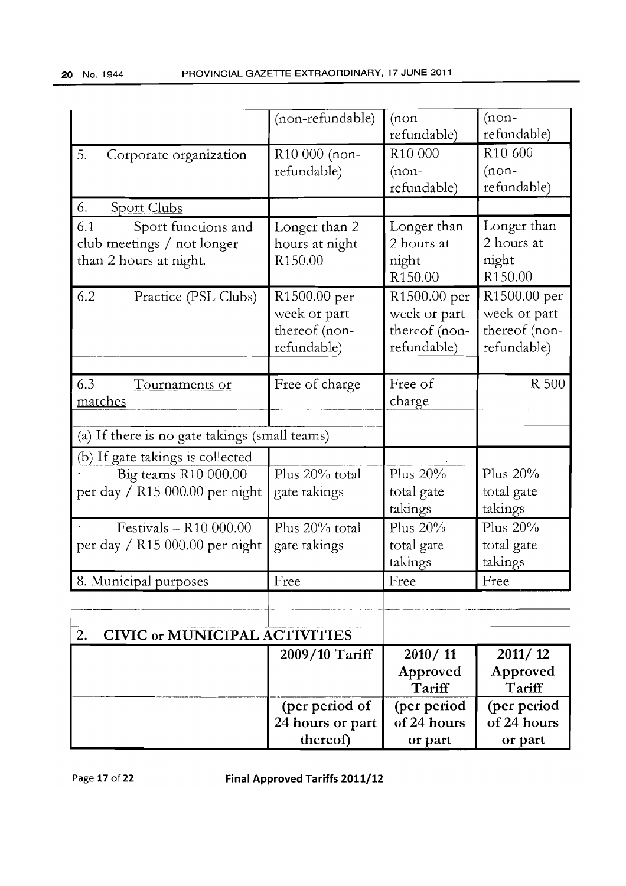| | (non-refundable) | (non-refundable) | (non-refundable) |
|---|---|---|---|
| 5. Corporate organization | R10 000 (non-refundable) | R10 000 (non-refundable) | R10 600 (non-refundable) |
| 6. Sport Clubs | | | |
| 6.1 Sport functions and club meetings / not longer than 2 hours at night. | Longer than 2 hours at night R150.00 | Longer than 2 hours at night R150.00 | Longer than 2 hours at night R150.00 |
| 6.2 Practice (PSL Clubs) | R1500.00 per week or part thereof (non-refundable) | R1500.00 per week or part thereof (non-refundable) | R1500.00 per week or part thereof (non-refundable) |
| | | | |
| 6.3 Tournaments or matches | Free of charge | Free of charge | R 500 |
| | | | |
| (a) If there is no gate takings (small teams) | | | |
| (b) If gate takings is collected | | | |
| · Big teams R10 000.00 per day / R15 000.00 per night | Plus 20% total gate takings | Plus 20% total gate takings | Plus 20% total gate takings |
| · Festivals – R10 000.00 per day / R15 000.00 per night | Plus 20% total gate takings | Plus 20% total gate takings | Plus 20% total gate takings |
| 8. Municipal purposes | Free | Free | Free |
| | | | |
| | | | |
| **2. CIVIC or MUNICIPAL ACTIVITIES** | | | |
| | **2009/10 Tariff** | **2010/ 11 Approved Tariff** | **2011/ 12 Approved Tariff** |
| | **(per period of 24 hours or part thereof)** | **(per period of 24 hours or part** | **(per period of 24 hours or part** |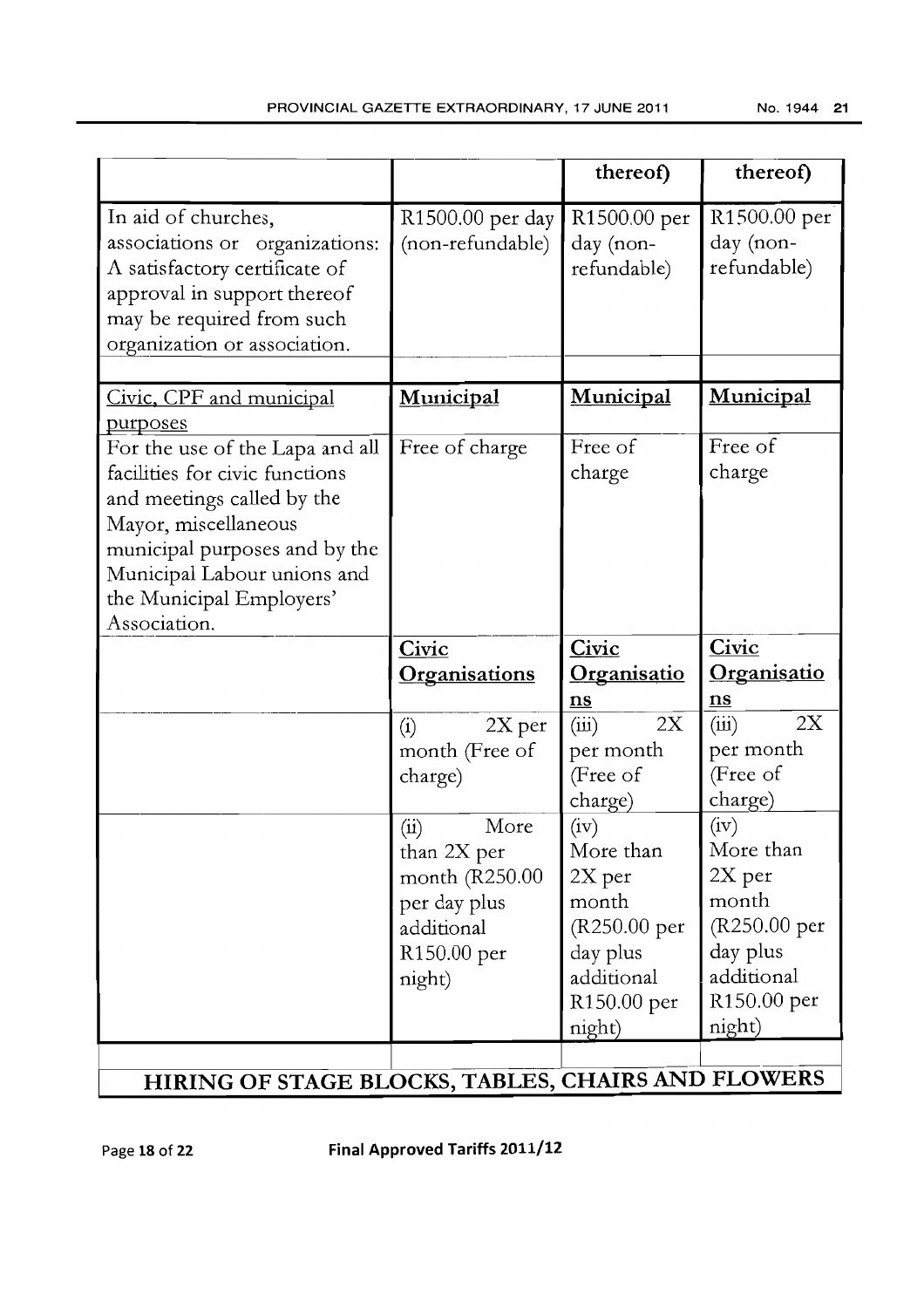| | | thereof) | thereof) |
|---|---|---|---|
| In aid of churches, associations or organizations: A satisfactory certificate of approval in support thereof may be required from such organization or association. | R1500.00 per day (non-refundable) | R1500.00 per day (non-refundable) | R1500.00 per day (non-refundable) |
| | | | |
| <u>Civic, CPF and municipal purposes</u> | **<u>Municipal</u>** | **<u>Municipal</u>** | **<u>Municipal</u>** |
| For the use of the Lapa and all facilities for civic functions and meetings called by the Mayor, miscellaneous municipal purposes and by the Municipal Labour unions and the Municipal Employers' Association. | Free of charge | Free of charge | Free of charge |
| | **<u>Civic Organisations</u>** | **<u>Civic Organisations</u>** | **<u>Civic Organisations</u>** |
| | (i) 2X per month (Free of charge) | (iii) 2X per month (Free of charge) | (iii) 2X per month (Free of charge) |
| | (ii) More than 2X per month (R250.00 per day plus additional R150.00 per night) | (iv) More than 2X per month (R250.00 per day plus additional R150.00 per night) | (iv) More than 2X per month (R250.00 per day plus additional R150.00 per night) |
| | | | |

## HIRING OF STAGE BLOCKS, TABLES, CHAIRS AND FLOWERS

Page 18 of 22 **Final Approved Tariffs 2011/12**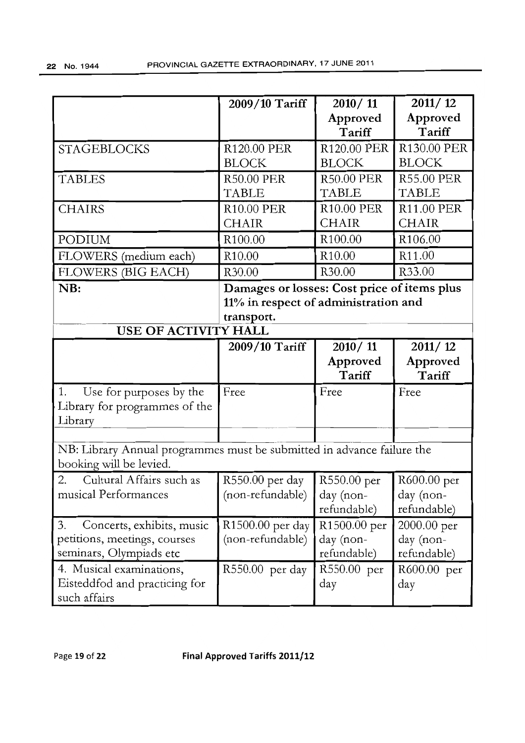| | 2009/10 Tariff | 2010/ 11 Approved Tariff | 2011/ 12 Approved Tariff |
|---|---|---|---|
| STAGEBLOCKS | R120.00 PER BLOCK | R120.00 PER BLOCK | R130.00 PER BLOCK |
| TABLES | R50.00 PER TABLE | R50.00 PER TABLE | R55.00 PER TABLE |
| CHAIRS | R10.00 PER CHAIR | R10.00 PER CHAIR | R11.00 PER CHAIR |
| PODIUM | R100.00 | R100.00 | R106.00 |
| FLOWERS (medium each) | R10.00 | R10.00 | R11.00 |
| FLOWERS (BIG EACH) | R30.00 | R30.00 | R33.00 |
| **NB:** | **Damages or losses: Cost price of items plus 11% in respect of administration and transport.** | | |

**USE OF ACTIVITY HALL**

| | 2009/10 Tariff | 2010/ 11 Approved Tariff | 2011/ 12 Approved Tariff |
|---|---|---|---|
| 1. Use for purposes by the Library for programmes of the Library | Free | Free | Free |
| | | | |
| NB: Library Annual programmes must be submitted in advance failure the booking will be levied. | | | |
| 2. Cultural Affairs such as musical Performances | R550.00 per day (non-refundable) | R550.00 per day (non-refundable) | R600.00 per day (non-refundable) |
| 3. Concerts, exhibits, music petitions, meetings, courses seminars, Olympiads etc | R1500.00 per day (non-refundable) | R1500.00 per day (non-refundable) | 2000.00 per day (non-refundable) |
| 4. Musical examinations, Eisteddfod and practicing for such affairs | R550.00 per day | R550.00 per day | R600.00 per day |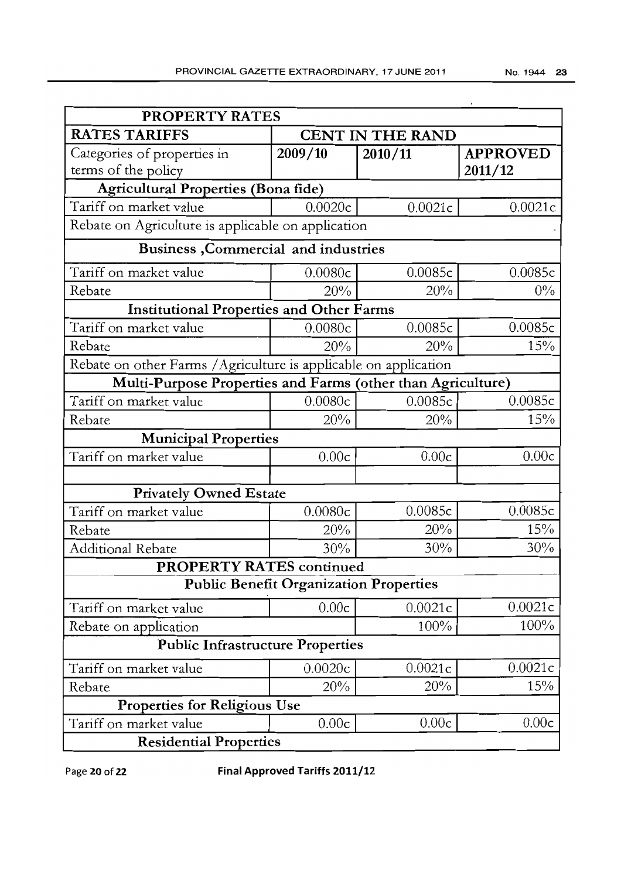| PROPERTY RATES | | | |
|---|---|---|---|
| **RATES TARIFFS** | **CENT IN THE RAND** | | |
| Categories of properties in terms of the policy | **2009/10** | **2010/11** | **APPROVED 2011/12** |
| **Agricultural Properties (Bona fide)** | | | |
| Tariff on market value | 0.0020c | 0.0021c | 0.0021c |
| Rebate on Agriculture is applicable on application | | | |
| **Business ,Commercial and industries** | | | |
| Tariff on market value | 0.0080c | 0.0085c | 0.0085c |
| Rebate | 20% | 20% | 0% |
| **Institutional Properties and Other Farms** | | | |
| Tariff on market value | 0.0080c | 0.0085c | 0.0085c |
| Rebate | 20% | 20% | 15% |
| Rebate on other Farms /Agriculture is applicable on application | | | |
| **Multi-Purpose Properties and Farms (other than Agriculture)** | | | |
| Tariff on market value | 0.0080c | 0.0085c | 0.0085c |
| Rebate | 20% | 20% | 15% |
| **Municipal Properties** | | | |
| Tariff on market value | 0.00c | 0.00c | 0.00c |
| | | | |
| **Privately Owned Estate** | | | |
| Tariff on market value | 0.0080c | 0.0085c | 0.0085c |
| Rebate | 20% | 20% | 15% |
| Additional Rebate | 30% | 30% | 30% |
| **PROPERTY RATES continued** | | | |
| **Public Benefit Organization Properties** | | | |
| Tariff on market value | 0.00c | 0.0021c | 0.0021c |
| Rebate on application | | 100% | 100% |
| **Public Infrastructure Properties** | | | |
| Tariff on market value | 0.0020c | 0.0021c | 0.0021c |
| Rebate | 20% | 20% | 15% |
| **Properties for Religious Use** | | | |
| Tariff on market value | 0.00c | 0.00c | 0.00c |
| **Residential Properties** | | | |

Final Approved Tariffs 2011/12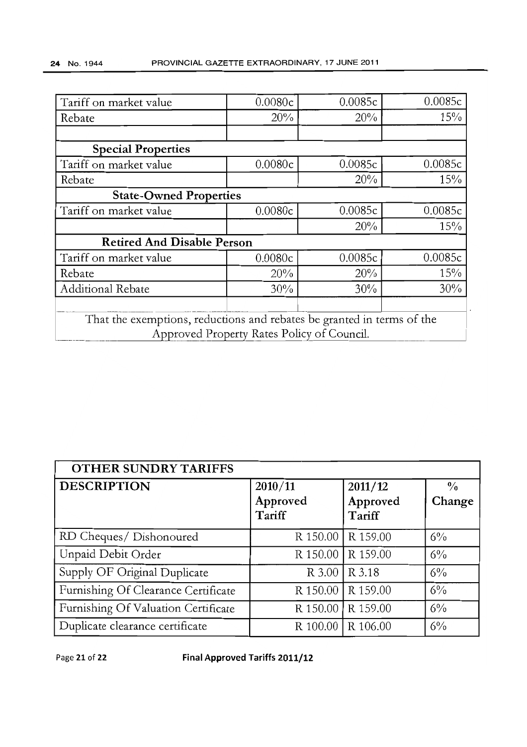| | | | |
|---|---|---|---|
| Tariff on market value | 0.0080c | 0.0085c | 0.0085c |
| Rebate | 20% | 20% | 15% |
| | | | |
| **Special Properties** | | | |
| Tariff on market value | 0.0080c | 0.0085c | 0.0085c |
| Rebate | | 20% | 15% |
| **State-Owned Properties** | | | |
| Tariff on market value | 0.0080c | 0.0085c | 0.0085c |
| | | 20% | 15% |
| **Retired And Disable Person** | | | |
| Tariff on market value | 0.0080c | 0.0085c | 0.0085c |
| Rebate | 20% | 20% | 15% |
| Additional Rebate | 30% | 30% | 30% |
| | | | |
| That the exemptions, reductions and rebates be granted in terms of the Approved Property Rates Policy of Council. | | | |

| OTHER SUNDRY TARIFFS | | | |
|---|---|---|---|
| **DESCRIPTION** | **2010/11 Approved Tariff** | **2011/12 Approved Tariff** | **% Change** |
| RD Cheques/ Dishonoured | R 150.00 | R 159.00 | 6% |
| Unpaid Debit Order | R 150.00 | R 159.00 | 6% |
| Supply OF Original Duplicate | R 3.00 | R 3.18 | 6% |
| Furnishing Of Clearance Certificate | R 150.00 | R 159.00 | 6% |
| Furnishing Of Valuation Certificate | R 150.00 | R 159.00 | 6% |
| Duplicate clearance certificate | R 100.00 | R 106.00 | 6% |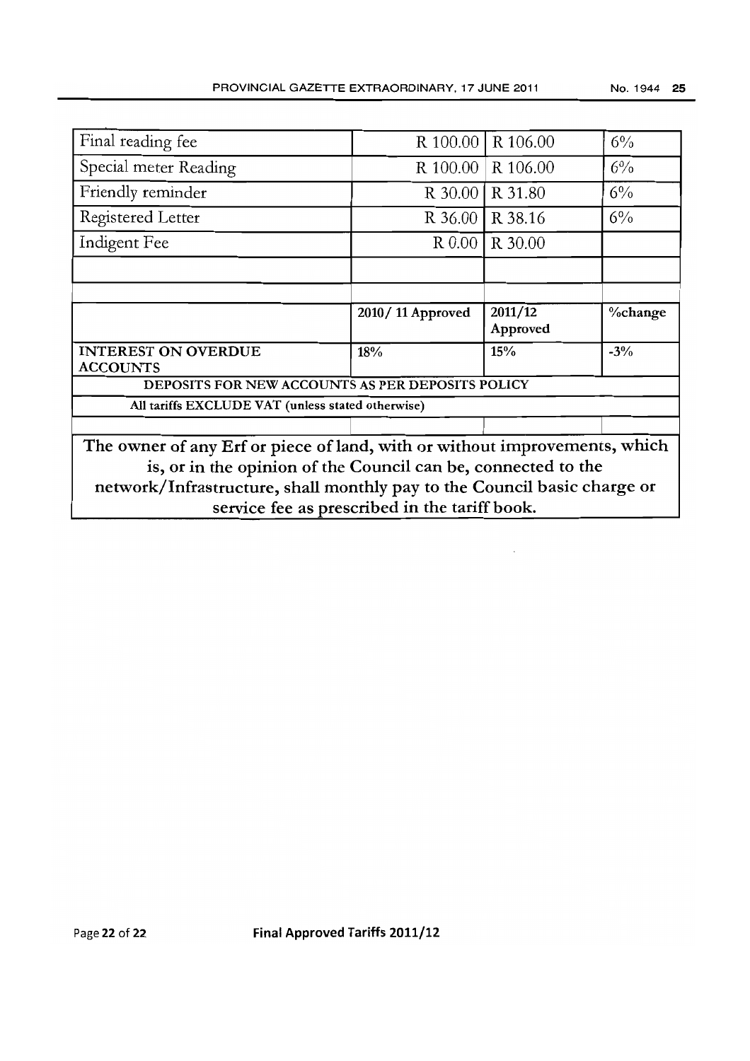| | | | |
|---|---|---|---|
| Final reading fee | R 100.00 | R 106.00 | 6% |
| Special meter Reading | R 100.00 | R 106.00 | 6% |
| Friendly reminder | R 30.00 | R 31.80 | 6% |
| Registered Letter | R 36.00 | R 38.16 | 6% |
| Indigent Fee | R 0.00 | R 30.00 | |
| | | | |
| | | | |
| | **2010/ 11 Approved** | **2011/12 Approved** | **%change** |
| **INTEREST ON OVERDUE ACCOUNTS** | **18%** | **15%** | **-3%** |
| **DEPOSITS FOR NEW ACCOUNTS AS PER DEPOSITS POLICY** | | | |
| **All tariffs EXCLUDE VAT (unless stated otherwise)** | | | |
| | | | |
| **The owner of any Erf or piece of land, with or without improvements, which is, or in the opinion of the Council can be, connected to the network/Infrastructure, shall monthly pay to the Council basic charge or service fee as prescribed in the tariff book.** | | | |

**Final Approved Tariffs 2011/12**